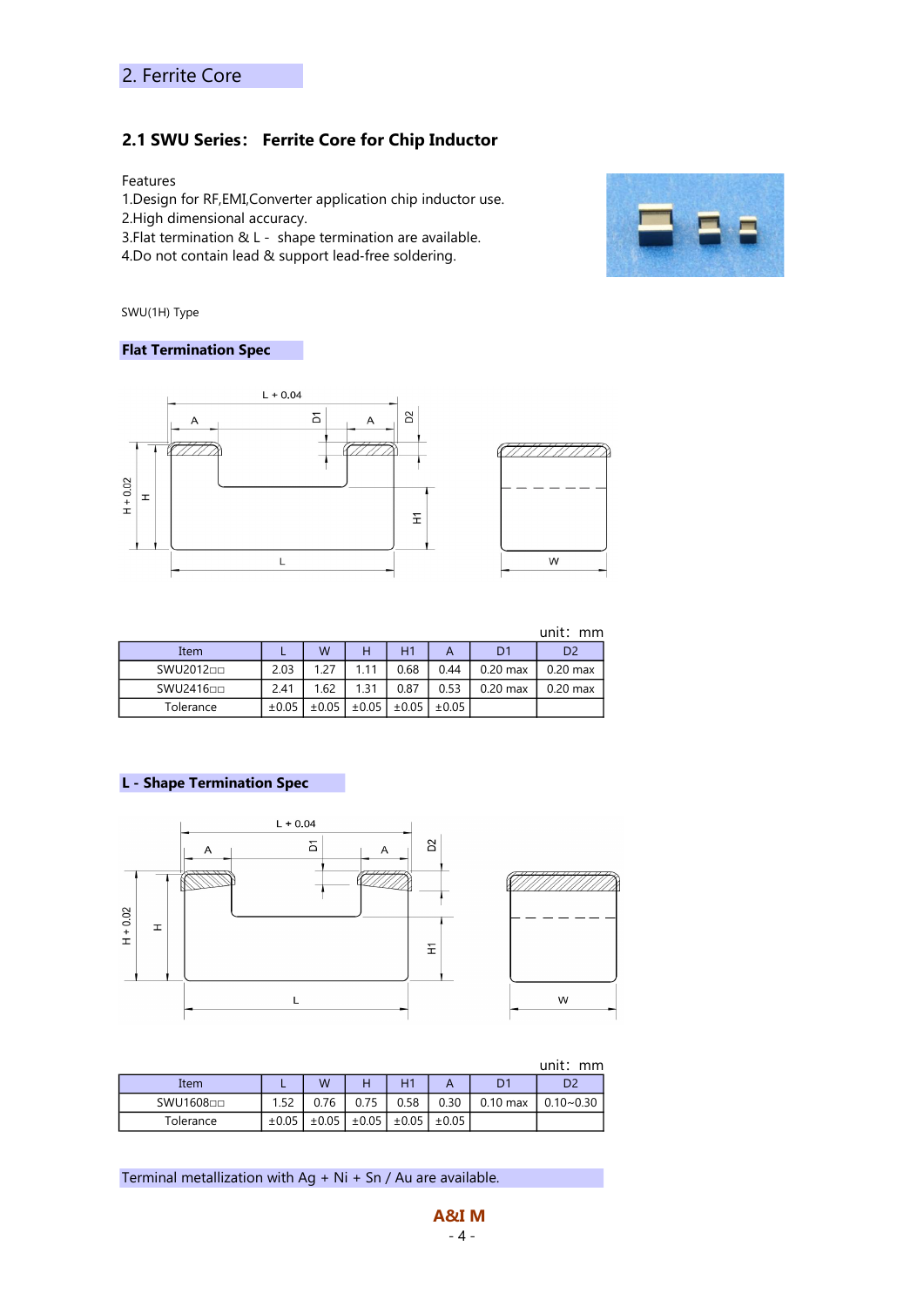## 2. Ferrite Core

### 2.1 SWU Series: Ferrite Core for Chip Inductor

Features

1.Design for RF,EMI,Converter application chip inductor use.
2.High dimensional accuracy.
3.Flat termination & L - shape termination are available.
4.Do not contain lead & support lead-free soldering.

SWU(1H) Type

**Flat Termination Spec**

unit: mm

| Item | L | W | H | H1 | A | D1 | D2 |
|---|---|---|---|---|---|---|---|
| SWU2012□□ | 2.03 | 1.27 | 1.11 | 0.68 | 0.44 | 0.20 max | 0.20 max |
| SWU2416□□ | 2.41 | 1.62 | 1.31 | 0.87 | 0.53 | 0.20 max | 0.20 max |
| Tolerance | ±0.05 | ±0.05 | ±0.05 | ±0.05 | ±0.05 | | |

**L - Shape Termination Spec**

unit: mm

| Item | L | W | H | H1 | A | D1 | D2 |
|---|---|---|---|---|---|---|---|
| SWU1608□□ | 1.52 | 0.76 | 0.75 | 0.58 | 0.30 | 0.10 max | 0.10~0.30 |
| Tolerance | ±0.05 | ±0.05 | ±0.05 | ±0.05 | ±0.05 | | |

Terminal metallization with Ag + Ni + Sn / Au are available.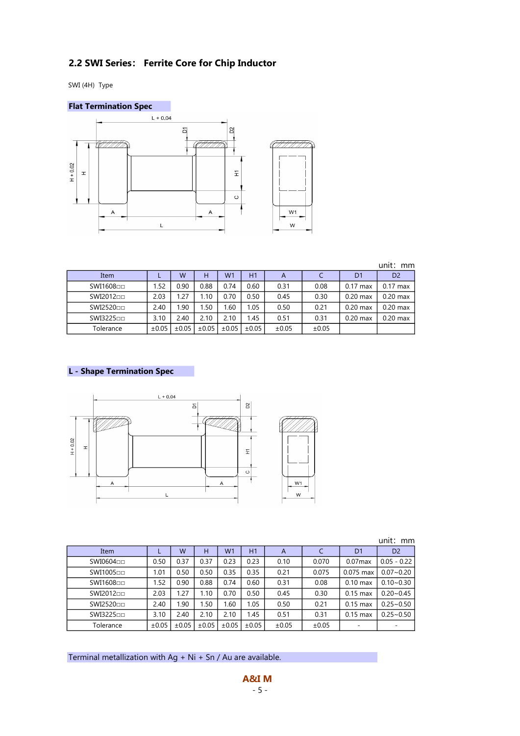## 2.2 SWI Series: Ferrite Core for Chip Inductor

SWI (4H) Type

**Flat Termination Spec**

L + 0.04

D1

D2

H + 0.02

H

H1

C

A

A

L

W1

W

unit: mm

| Item | L | W | H | W1 | H1 | A | C | D1 | D2 |
|---|---|---|---|---|---|---|---|---|---|
| SWI1608□□ | 1.52 | 0.90 | 0.88 | 0.74 | 0.60 | 0.31 | 0.08 | 0.17 max | 0.17 max |
| SWI2012□□ | 2.03 | 1.27 | 1.10 | 0.70 | 0.50 | 0.45 | 0.30 | 0.20 max | 0.20 max |
| SWI2520□□ | 2.40 | 1.90 | 1.50 | 1.60 | 1.05 | 0.50 | 0.21 | 0.20 max | 0.20 max |
| SWI3225□□ | 3.10 | 2.40 | 2.10 | 2.10 | 1.45 | 0.51 | 0.31 | 0.20 max | 0.20 max |
| Tolerance | ±0.05 | ±0.05 | ±0.05 | ±0.05 | ±0.05 | ±0.05 | ±0.05 | | |

**L - Shape Termination Spec**

L + 0.04

D1

D2

H + 0.02

H

H1

C

A

A

L

W1

W

unit: mm

| Item | L | W | H | W1 | H1 | A | C | D1 | D2 |
|---|---|---|---|---|---|---|---|---|---|
| SWI0604□□ | 0.50 | 0.37 | 0.37 | 0.23 | 0.23 | 0.10 | 0.070 | 0.07max | 0.05 - 0.22 |
| SWI1005□□ | 1.01 | 0.50 | 0.50 | 0.35 | 0.35 | 0.21 | 0.075 | 0.075 max | 0.07~0.20 |
| SWI1608□□ | 1.52 | 0.90 | 0.88 | 0.74 | 0.60 | 0.31 | 0.08 | 0.10 max | 0.10~0.30 |
| SWI2012□□ | 2.03 | 1.27 | 1.10 | 0.70 | 0.50 | 0.45 | 0.30 | 0.15 max | 0.20~0.45 |
| SWI2520□□ | 2.40 | 1.90 | 1.50 | 1.60 | 1.05 | 0.50 | 0.21 | 0.15 max | 0.25~0.50 |
| SWI3225□□ | 3.10 | 2.40 | 2.10 | 2.10 | 1.45 | 0.51 | 0.31 | 0.15 max | 0.25~0.50 |
| Tolerance | ±0.05 | ±0.05 | ±0.05 | ±0.05 | ±0.05 | ±0.05 | ±0.05 | - | - |

Terminal metallization with Ag + Ni + Sn / Au are available.

**A&I M**